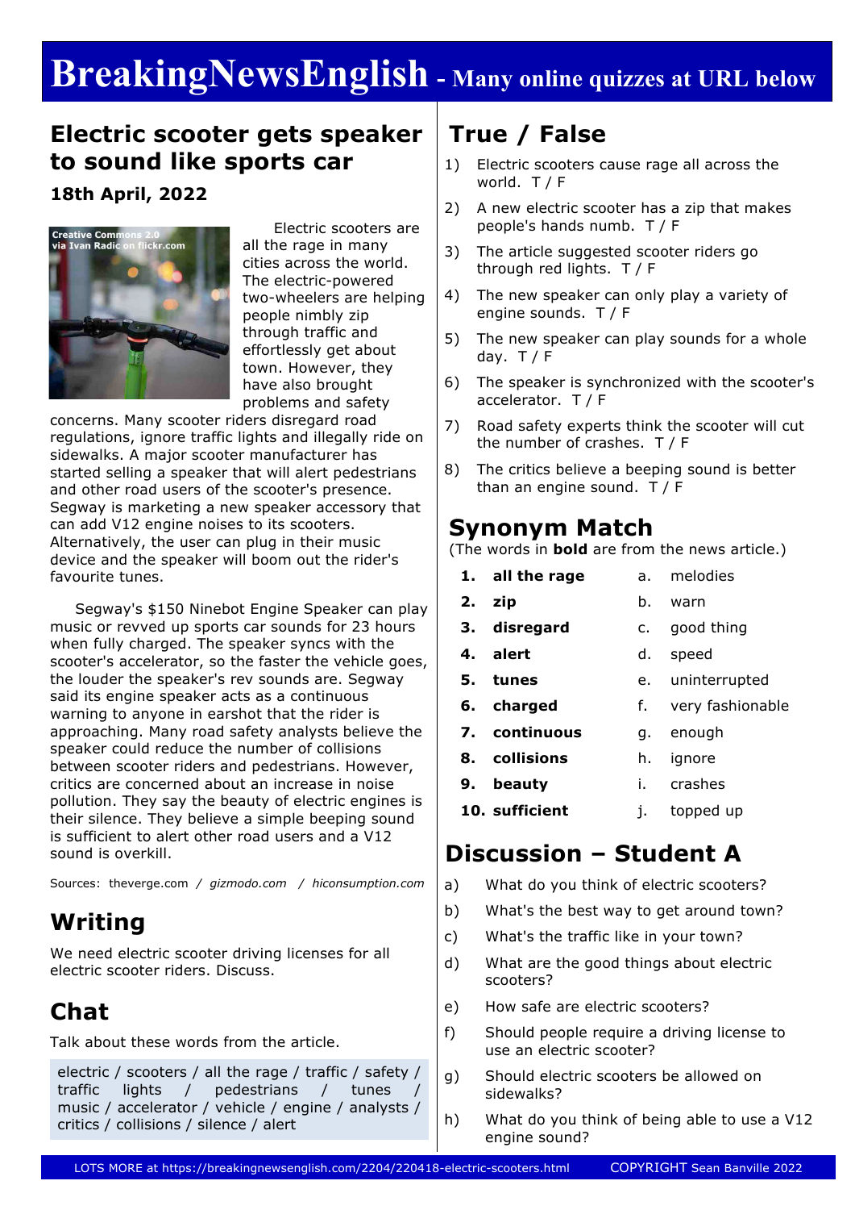# BreakingNewsEnglish - Many online quizzes at URL below

## Electric scooter gets speaker to sound like sports car

**18th April, 2022**

Creative Commons 2.0 via Ivan Radic on flickr.com

Electric scooters are all the rage in many cities across the world. The electric-powered two-wheelers are helping people nimbly zip through traffic and effortlessly get about town. However, they have also brought problems and safety concerns. Many scooter riders disregard road regulations, ignore traffic lights and illegally ride on sidewalks. A major scooter manufacturer has started selling a speaker that will alert pedestrians and other road users of the scooter's presence. Segway is marketing a new speaker accessory that can add V12 engine noises to its scooters. Alternatively, the user can plug in their music device and the speaker will boom out the rider's favourite tunes.

Segway's $150 Ninebot Engine Speaker can play music or revved up sports car sounds for 23 hours when fully charged. The speaker syncs with the scooter's accelerator, so the faster the vehicle goes, the louder the speaker's rev sounds are. Segway said its engine speaker acts as a continuous warning to anyone in earshot that the rider is approaching. Many road safety analysts believe the speaker could reduce the number of collisions between scooter riders and pedestrians. However, critics are concerned about an increase in noise pollution. They say the beauty of electric engines is their silence. They believe a simple beeping sound is sufficient to alert other road users and a V12 sound is overkill.

Sources: theverge.com / *gizmodo.com* / *hiconsumption.com*

## Writing

We need electric scooter driving licenses for all electric scooter riders. Discuss.

## Chat

Talk about these words from the article.

electric / scooters / all the rage / traffic / safety / traffic lights / pedestrians / tunes / music / accelerator / vehicle / engine / analysts / critics / collisions / silence / alert

## True / False

1) Electric scooters cause rage all across the world. T / F
2) A new electric scooter has a zip that makes people's hands numb. T / F
3) The article suggested scooter riders go through red lights. T / F
4) The new speaker can only play a variety of engine sounds. T / F
5) The new speaker can play sounds for a whole day. T / F
6) The speaker is synchronized with the scooter's accelerator. T / F
7) Road safety experts think the scooter will cut the number of crashes. T / F
8) The critics believe a beeping sound is better than an engine sound. T / F

## Synonym Match

(The words in **bold** are from the news article.)

| | | | |
|---|---|---|---|
| **1.** | **all the rage** | a. | melodies |
| **2.** | **zip** | b. | warn |
| **3.** | **disregard** | c. | good thing |
| **4.** | **alert** | d. | speed |
| **5.** | **tunes** | e. | uninterrupted |
| **6.** | **charged** | f. | very fashionable |
| **7.** | **continuous** | g. | enough |
| **8.** | **collisions** | h. | ignore |
| **9.** | **beauty** | i. | crashes |
| **10.** | **sufficient** | j. | topped up |

## Discussion – Student A

a) What do you think of electric scooters?
b) What's the best way to get around town?
c) What's the traffic like in your town?
d) What are the good things about electric scooters?
e) How safe are electric scooters?
f) Should people require a driving license to use an electric scooter?
g) Should electric scooters be allowed on sidewalks?
h) What do you think of being able to use a V12 engine sound?

LOTS MORE at https://breakingnewsenglish.com/2204/220418-electric-scooters.html COPYRIGHT Sean Banville 2022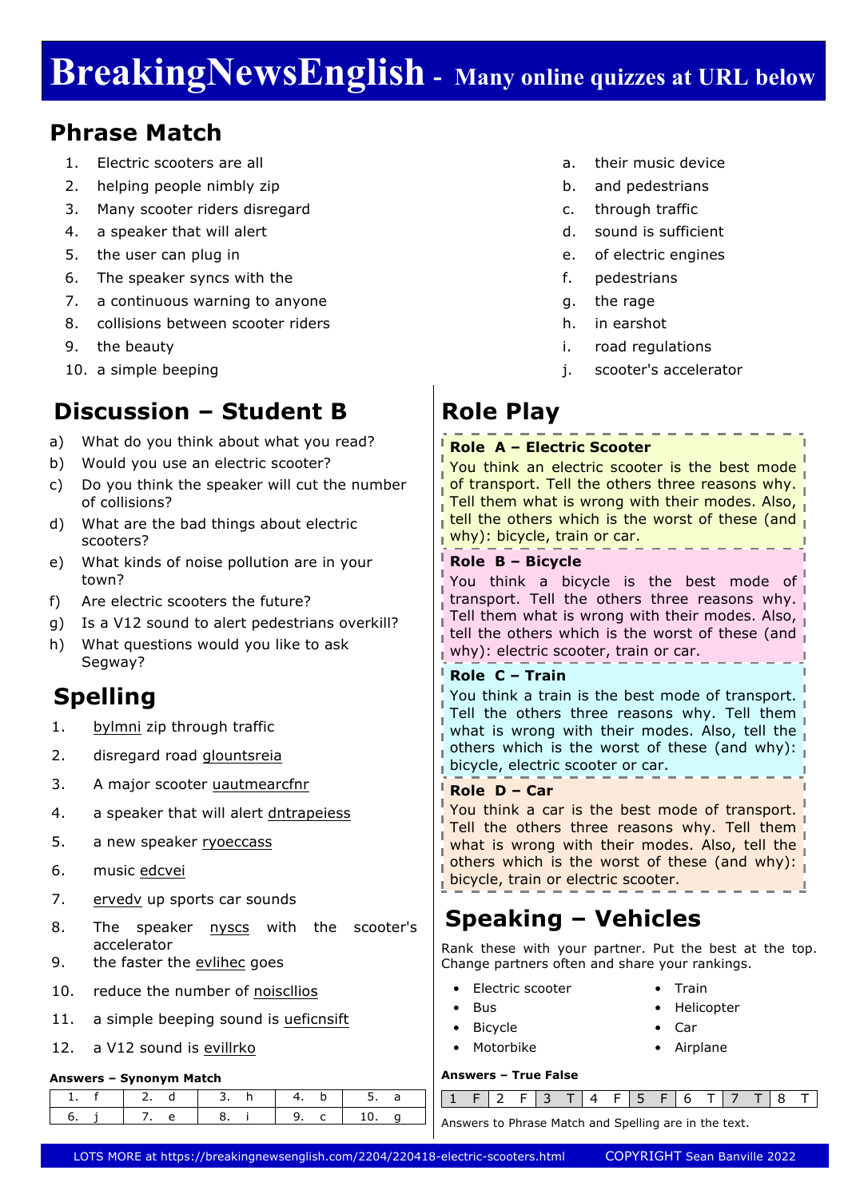# BreakingNewsEnglish - Many online quizzes at URL below

## Phrase Match

1. Electric scooters are all
2. helping people nimbly zip
3. Many scooter riders disregard
4. a speaker that will alert
5. the user can plug in
6. The speaker syncs with the
7. a continuous warning to anyone
8. collisions between scooter riders
9. the beauty
10. a simple beeping

a. their music device
b. and pedestrians
c. through traffic
d. sound is sufficient
e. of electric engines
f. pedestrians
g. the rage
h. in earshot
i. road regulations
j. scooter's accelerator

## Discussion – Student B

a) What do you think about what you read?
b) Would you use an electric scooter?
c) Do you think the speaker will cut the number of collisions?
d) What are the bad things about electric scooters?
e) What kinds of noise pollution are in your town?
f) Are electric scooters the future?
g) Is a V12 sound to alert pedestrians overkill?
h) What questions would you like to ask Segway?

## Spelling

1. bylmni zip through traffic
2. disregard road glountsreia
3. A major scooter uautmearcfnr
4. a speaker that will alert dntrapeiess
5. a new speaker ryoeccass
6. music edcvei
7. ervedv up sports car sounds
8. The speaker nyscs with the scooter's accelerator
9. the faster the evlihec goes
10. reduce the number of noiscllios
11. a simple beeping sound is ueficnsift
12. a V12 sound is evillrko

**Answers – Synonym Match**

| | | | | |
|---|---|---|---|---|
| 1. f | 2. d | 3. h | 4. b | 5. a |
| 6. j | 7. e | 8. i | 9. c | 10. g |

## Role Play

**Role A – Electric Scooter**
You think an electric scooter is the best mode of transport. Tell the others three reasons why. Tell them what is wrong with their modes. Also, tell the others which is the worst of these (and why): bicycle, train or car.

**Role B – Bicycle**
You think a bicycle is the best mode of transport. Tell the others three reasons why. Tell them what is wrong with their modes. Also, tell the others which is the worst of these (and why): electric scooter, train or car.

**Role C – Train**
You think a train is the best mode of transport. Tell the others three reasons why. Tell them what is wrong with their modes. Also, tell the others which is the worst of these (and why): bicycle, electric scooter or car.

**Role D – Car**
You think a car is the best mode of transport. Tell the others three reasons why. Tell them what is wrong with their modes. Also, tell the others which is the worst of these (and why): bicycle, train or electric scooter.

## Speaking – Vehicles

Rank these with your partner. Put the best at the top. Change partners often and share your rankings.

- Electric scooter
- Bus
- Bicycle
- Motorbike
- Train
- Helicopter
- Car
- Airplane

**Answers – True False**

| | | | | | | | | | | | | | | | |
|---|---|---|---|---|---|---|---|---|---|---|---|---|---|---|---|
| 1 | F | 2 | F | 3 | T | 4 | F | 5 | F | 6 | T | 7 | T | 8 | T |

Answers to Phrase Match and Spelling are in the text.

LOTS MORE at https://breakingnewsenglish.com/2204/220418-electric-scooters.html COPYRIGHT Sean Banville 2022